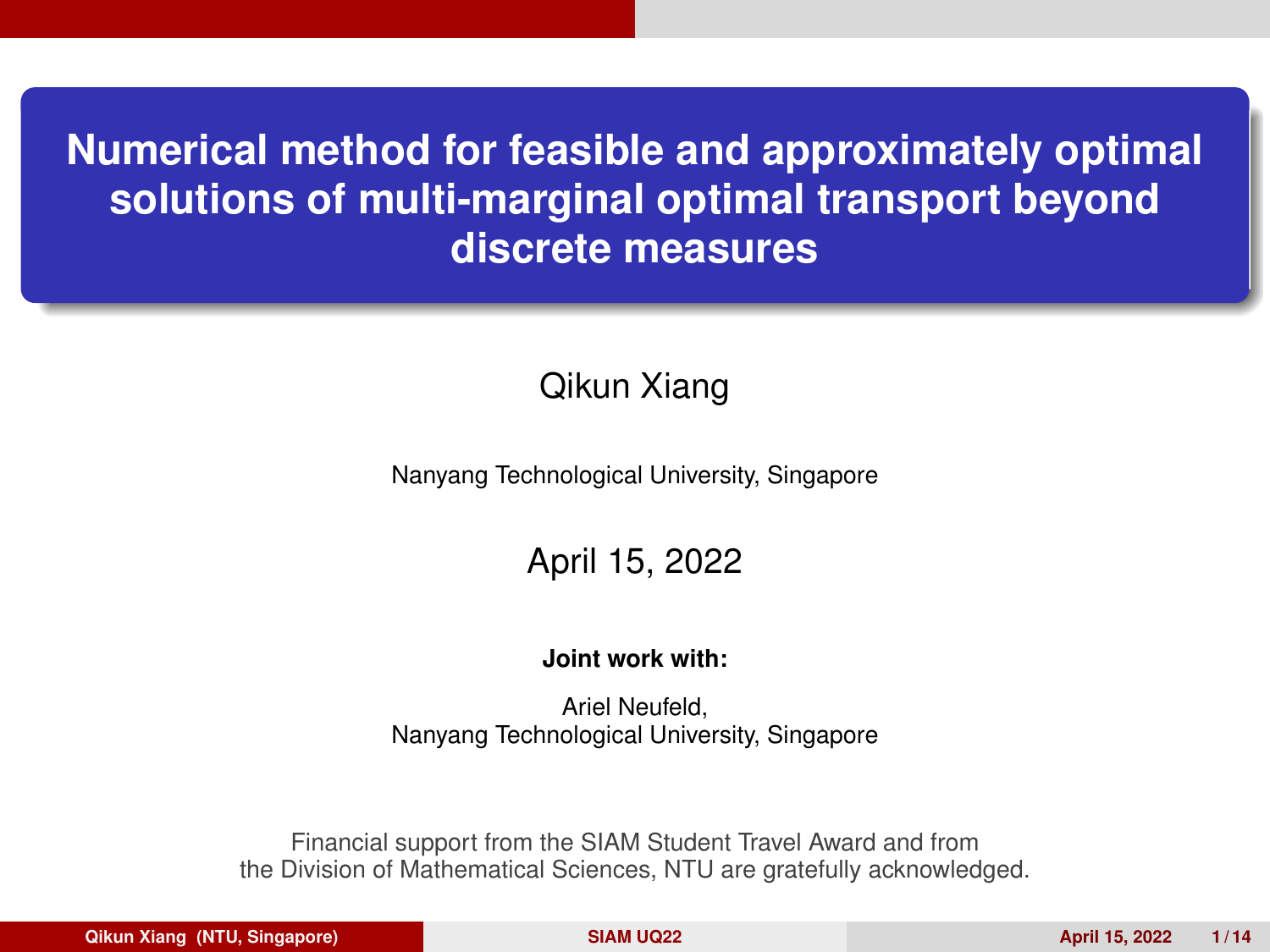# Numerical method for feasible and approximately optimal solutions of multi-marginal optimal transport beyond discrete measures

Qikun Xiang

Nanyang Technological University, Singapore

April 15, 2022

**Joint work with:**

Ariel Neufeld,
Nanyang Technological University, Singapore

Financial support from the SIAM Student Travel Award and from the Division of Mathematical Sciences, NTU are gratefully acknowledged.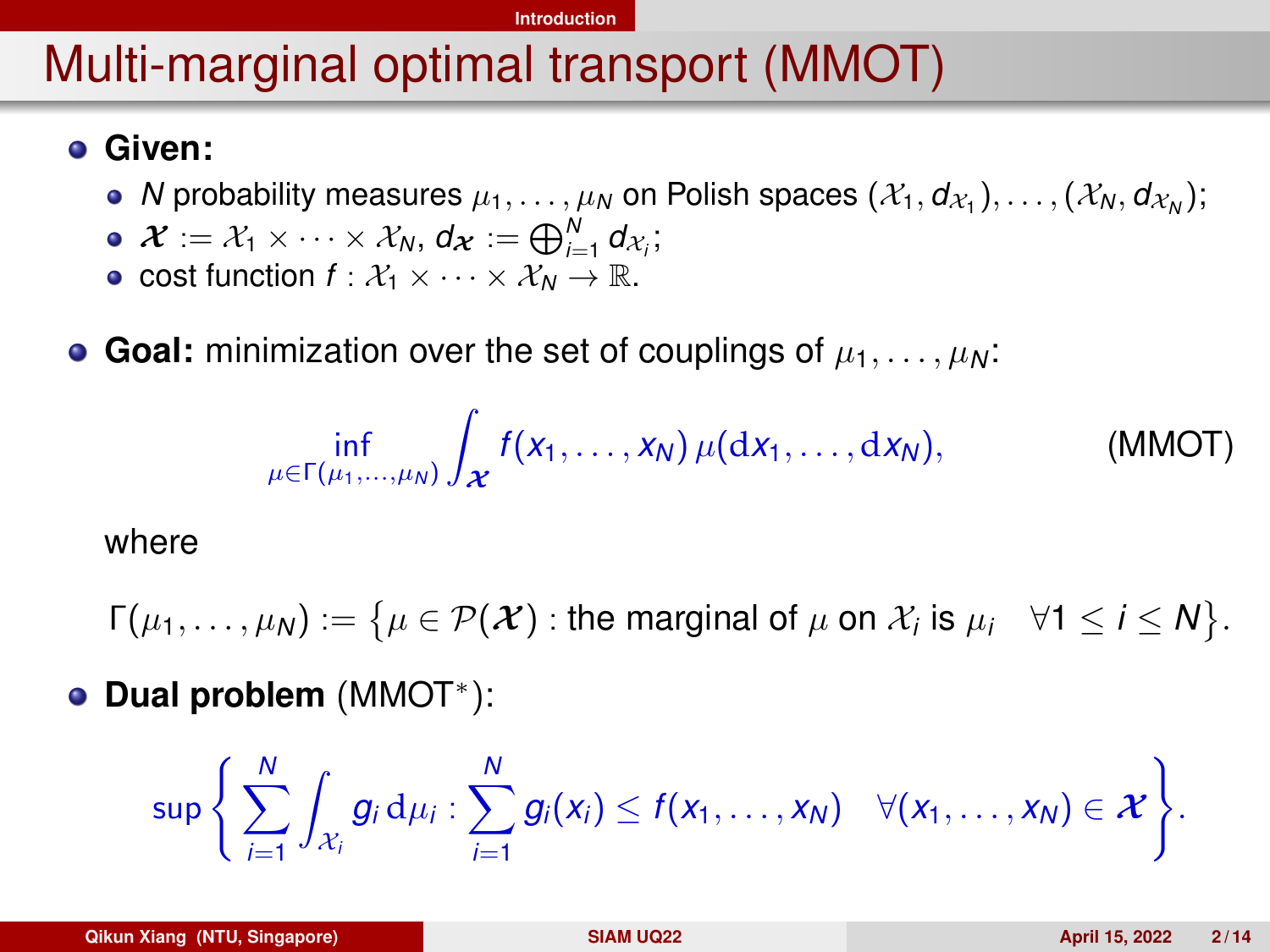# Multi-marginal optimal transport (MMOT)

- **Given:**
  - $N$ probability measures $\mu_1, \ldots, \mu_N$ on Polish spaces $(\mathcal{X}_1, d_{\mathcal{X}_1}), \ldots, (\mathcal{X}_N, d_{\mathcal{X}_N})$;
  - $\boldsymbol{\mathcal{X}} := \mathcal{X}_1 \times \cdots \times \mathcal{X}_N$, $d_{\boldsymbol{\mathcal{X}}} := \bigoplus_{i=1}^N d_{\mathcal{X}_i}$;
  - cost function $f : \mathcal{X}_1 \times \cdots \times \mathcal{X}_N \to \mathbb{R}$.

- **Goal:** minimization over the set of couplings of $\mu_1, \ldots, \mu_N$:

$$\inf_{\mu \in \Gamma(\mu_1, \ldots, \mu_N)} \int_{\boldsymbol{\mathcal{X}}} f(x_1, \ldots, x_N) \, \mu(\mathrm{d}x_1, \ldots, \mathrm{d}x_N), \tag{MMOT}$$

  where

$$\Gamma(\mu_1, \ldots, \mu_N) := \big\{ \mu \in \mathcal{P}(\boldsymbol{\mathcal{X}}) : \text{the marginal of } \mu \text{ on } \mathcal{X}_i \text{ is } \mu_i \quad \forall 1 \le i \le N \big\}.$$

- **Dual problem** (MMOT$^*$):

$$\sup \left\{ \sum_{i=1}^N \int_{\mathcal{X}_i} g_i \, \mathrm{d}\mu_i : \sum_{i=1}^N g_i(x_i) \le f(x_1, \ldots, x_N) \quad \forall (x_1, \ldots, x_N) \in \boldsymbol{\mathcal{X}} \right\}.$$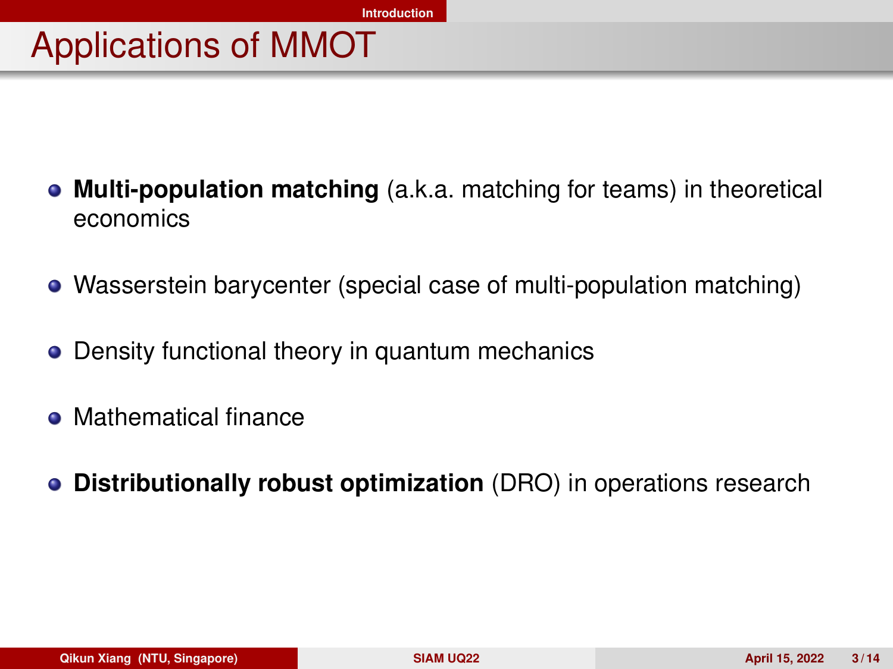# Applications of MMOT

- **Multi-population matching** (a.k.a. matching for teams) in theoretical economics
- Wasserstein barycenter (special case of multi-population matching)
- Density functional theory in quantum mechanics
- Mathematical finance
- **Distributionally robust optimization** (DRO) in operations research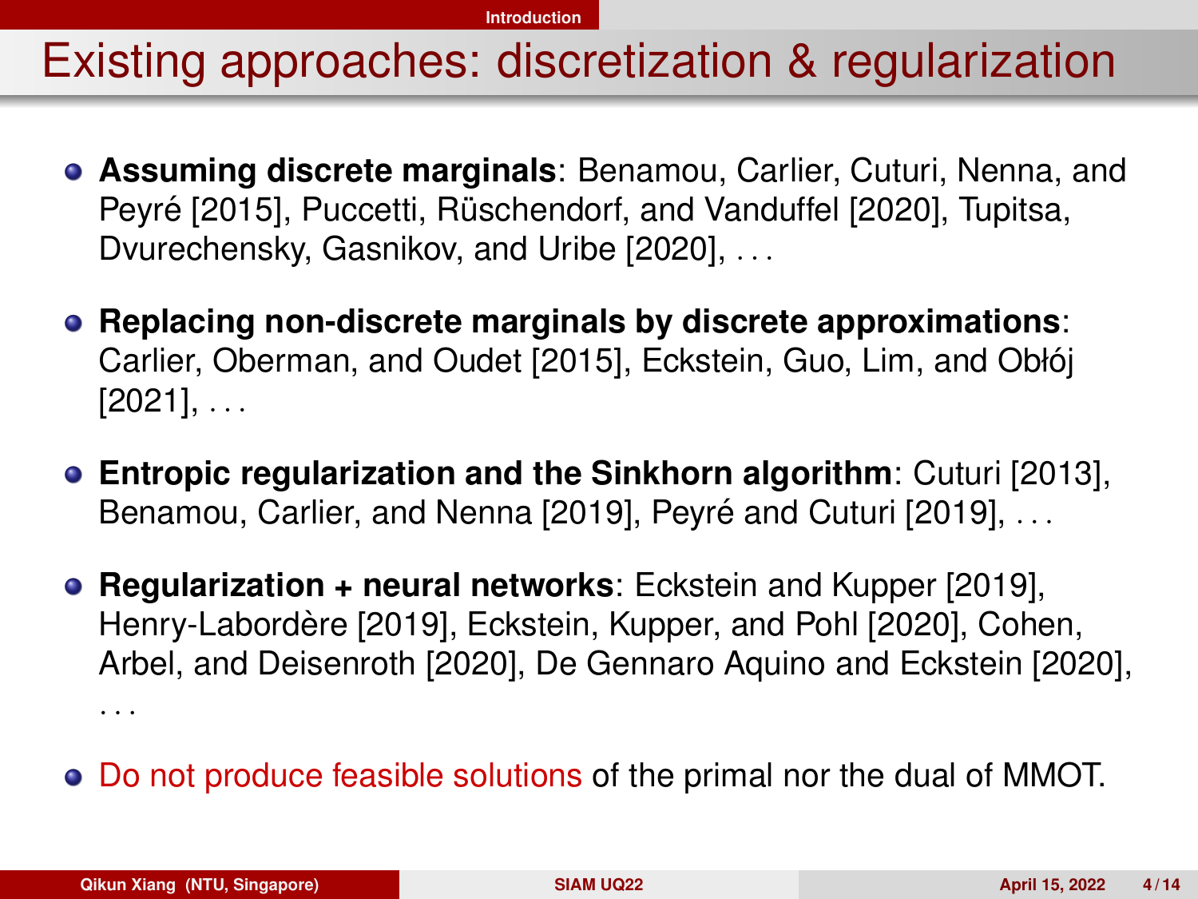# Existing approaches: discretization & regularization

- **Assuming discrete marginals**: Benamou, Carlier, Cuturi, Nenna, and Peyré [2015], Puccetti, Rüschendorf, and Vanduffel [2020], Tupitsa, Dvurechensky, Gasnikov, and Uribe [2020], ...
- **Replacing non-discrete marginals by discrete approximations**: Carlier, Oberman, and Oudet [2015], Eckstein, Guo, Lim, and Obłój [2021], ...
- **Entropic regularization and the Sinkhorn algorithm**: Cuturi [2013], Benamou, Carlier, and Nenna [2019], Peyré and Cuturi [2019], ...
- **Regularization + neural networks**: Eckstein and Kupper [2019], Henry-Labordère [2019], Eckstein, Kupper, and Pohl [2020], Cohen, Arbel, and Deisenroth [2020], De Gennaro Aquino and Eckstein [2020], ...
- Do not produce feasible solutions of the primal nor the dual of MMOT.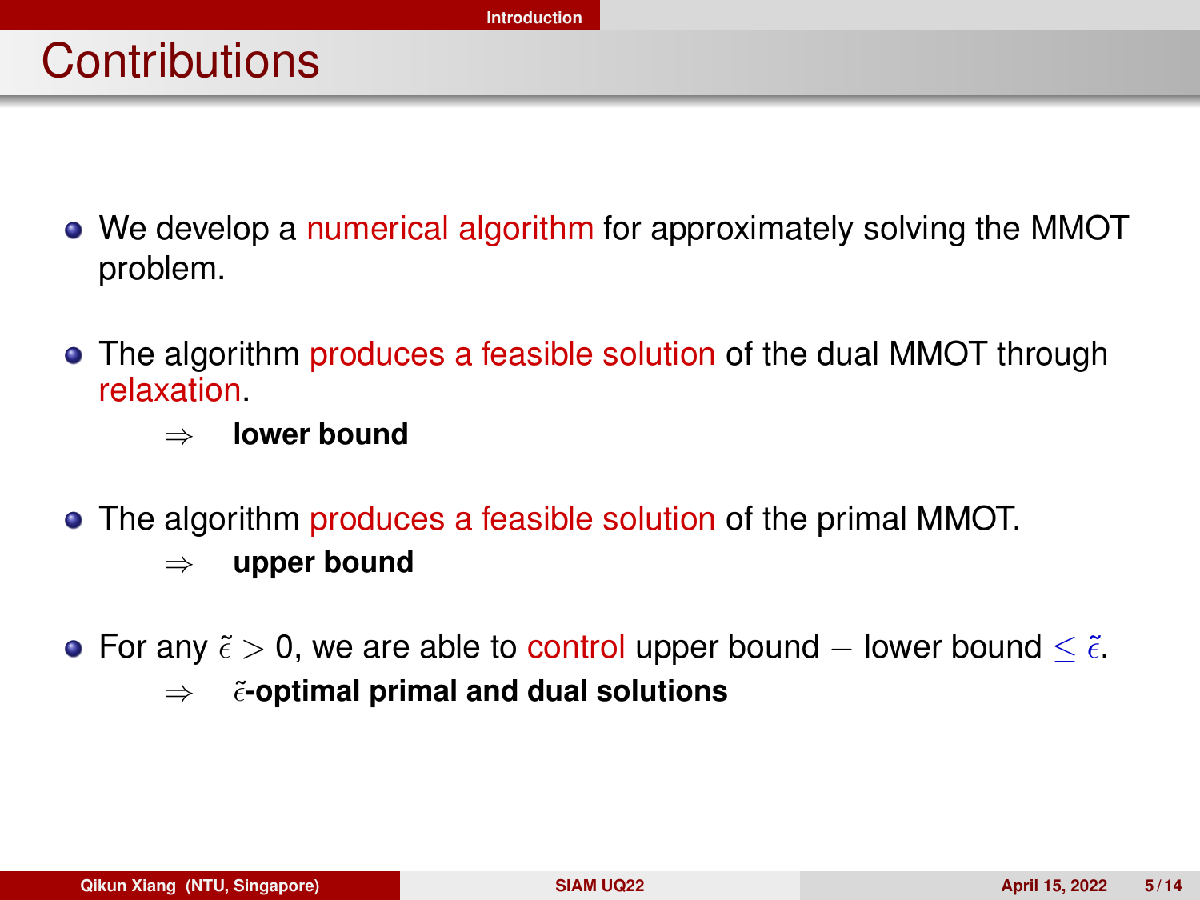# Contributions

- We develop a numerical algorithm for approximately solving the MMOT problem.
- The algorithm produces a feasible solution of the dual MMOT through relaxation.

  $\Rightarrow$ **lower bound**

- The algorithm produces a feasible solution of the primal MMOT.

  $\Rightarrow$ **upper bound**

- For any $\tilde{\epsilon} > 0$, we are able to control upper bound $-$ lower bound $\leq \tilde{\epsilon}$.

  $\Rightarrow$ **$\tilde{\epsilon}$-optimal primal and dual solutions**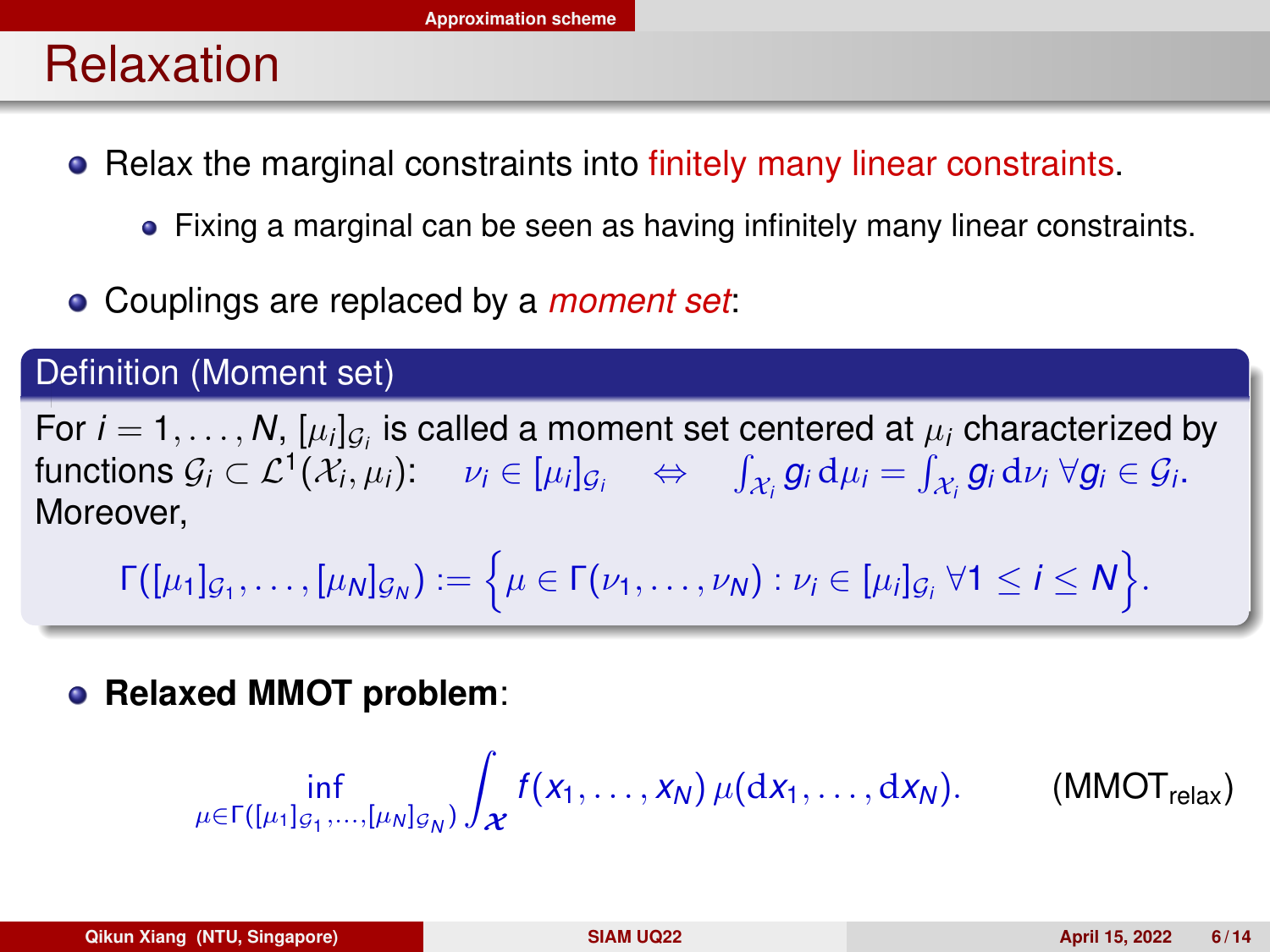# Relaxation

- Relax the marginal constraints into finitely many linear constraints.
  - Fixing a marginal can be seen as having infinitely many linear constraints.
- Couplings are replaced by a *moment set*:

**Definition (Moment set)**

For $i = 1, \ldots, N$, $[\mu_i]_{\mathcal{G}_i}$ is called a moment set centered at $\mu_i$ characterized by functions $\mathcal{G}_i \subset \mathcal{L}^1(\mathcal{X}_i, \mu_i)$: $\quad \nu_i \in [\mu_i]_{\mathcal{G}_i} \quad \Leftrightarrow \quad \int_{\mathcal{X}_i} g_i \, \mathrm{d}\mu_i = \int_{\mathcal{X}_i} g_i \, \mathrm{d}\nu_i \; \forall g_i \in \mathcal{G}_i$.
Moreover,

$$\Gamma([\mu_1]_{\mathcal{G}_1}, \ldots, [\mu_N]_{\mathcal{G}_N}) := \Big\{ \mu \in \Gamma(\nu_1, \ldots, \nu_N) : \nu_i \in [\mu_i]_{\mathcal{G}_i} \; \forall 1 \leq i \leq N \Big\}.$$

- **Relaxed MMOT problem**:

$$\inf_{\mu \in \Gamma([\mu_1]_{\mathcal{G}_1}, \ldots, [\mu_N]_{\mathcal{G}_N})} \int_{\boldsymbol{\mathcal{X}}} f(x_1, \ldots, x_N) \, \mu(\mathrm{d}x_1, \ldots, \mathrm{d}x_N). \qquad (\mathrm{MMOT}_{\mathrm{relax}})$$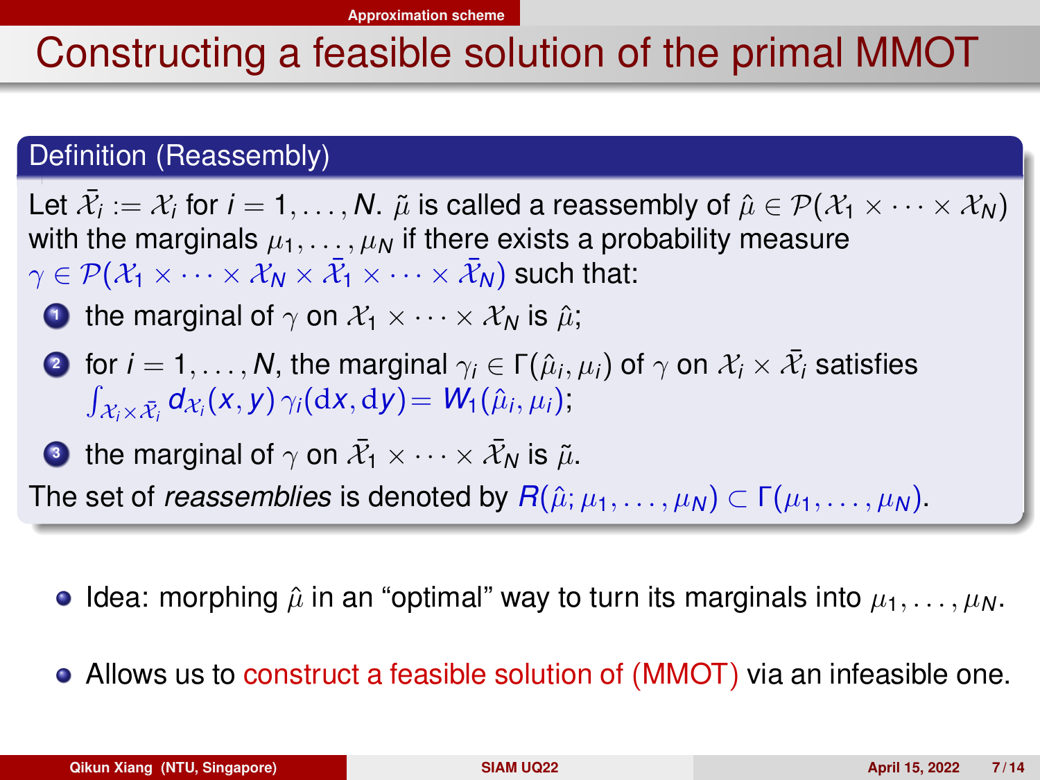# Constructing a feasible solution of the primal MMOT

**Definition (Reassembly)**

Let $\bar{\mathcal{X}}_i := \mathcal{X}_i$ for $i = 1, \ldots, N$. $\tilde{\mu}$ is called a reassembly of $\hat{\mu} \in \mathcal{P}(\mathcal{X}_1 \times \cdots \times \mathcal{X}_N)$ with the marginals $\mu_1, \ldots, \mu_N$ if there exists a probability measure $\gamma \in \mathcal{P}(\mathcal{X}_1 \times \cdots \times \mathcal{X}_N \times \bar{\mathcal{X}}_1 \times \cdots \times \bar{\mathcal{X}}_N)$ such that:

1. the marginal of $\gamma$ on $\mathcal{X}_1 \times \cdots \times \mathcal{X}_N$ is $\hat{\mu}$;
2. for $i = 1, \ldots, N$, the marginal $\gamma_i \in \Gamma(\hat{\mu}_i, \mu_i)$ of $\gamma$ on $\mathcal{X}_i \times \bar{\mathcal{X}}_i$ satisfies $\int_{\mathcal{X}_i \times \bar{\mathcal{X}}_i} d_{\mathcal{X}_i}(x, y)\, \gamma_i(\mathrm{d}x, \mathrm{d}y) = W_1(\hat{\mu}_i, \mu_i)$;
3. the marginal of $\gamma$ on $\bar{\mathcal{X}}_1 \times \cdots \times \bar{\mathcal{X}}_N$ is $\tilde{\mu}$.

The set of *reassemblies* is denoted by $R(\hat{\mu}; \mu_1, \ldots, \mu_N) \subset \Gamma(\mu_1, \ldots, \mu_N)$.

- Idea: morphing $\hat{\mu}$ in an "optimal" way to turn its marginals into $\mu_1, \ldots, \mu_N$.
- Allows us to construct a feasible solution of (MMOT) via an infeasible one.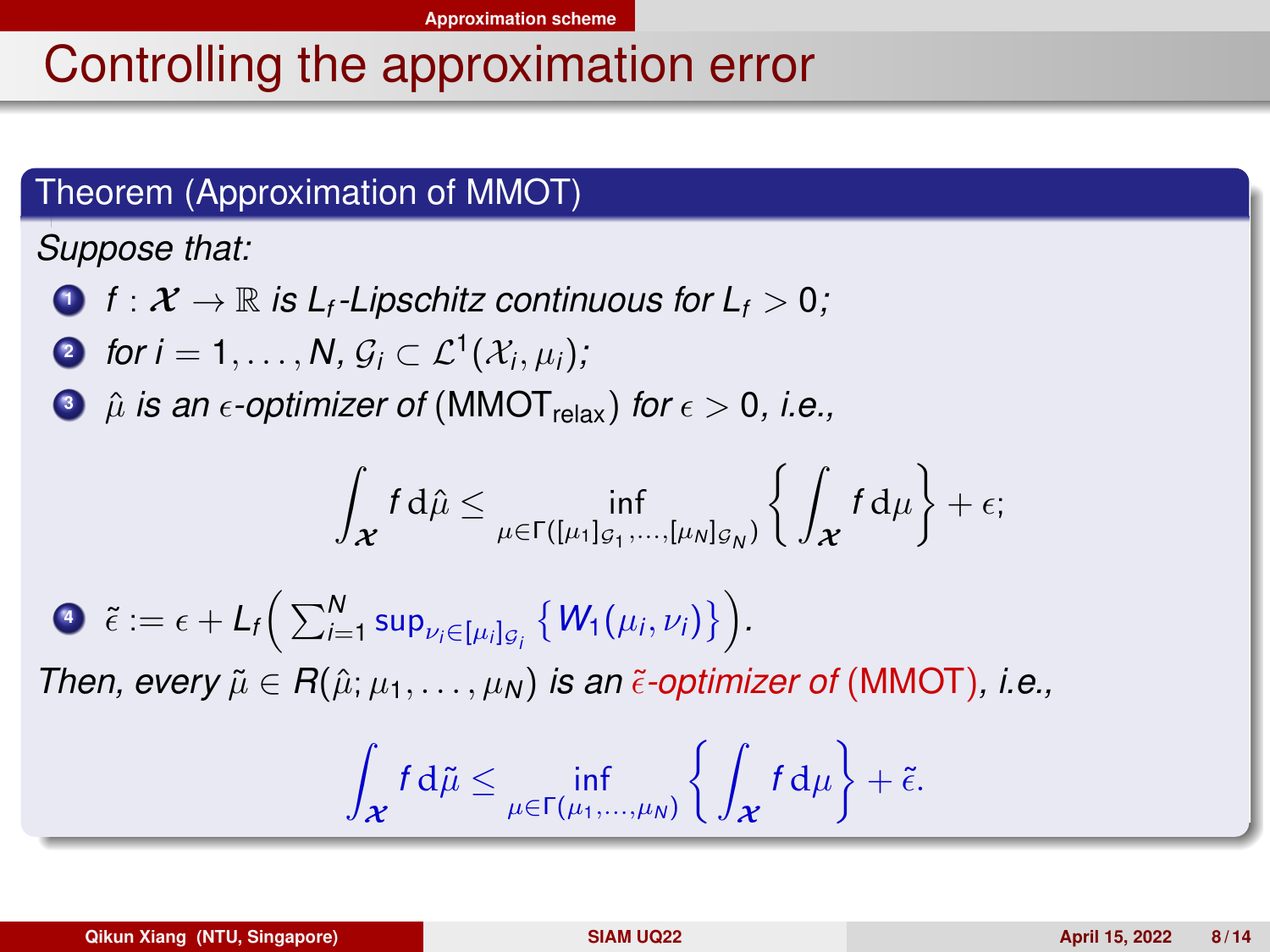# Controlling the approximation error

**Theorem (Approximation of MMOT)**

*Suppose that:*

1. $f : \boldsymbol{\mathcal{X}} \to \mathbb{R}$ *is* $L_f$*-Lipschitz continuous for* $L_f > 0$*;*
2. *for* $i = 1, \ldots, N$*,* $\mathcal{G}_i \subset \mathcal{L}^1(\mathcal{X}_i, \mu_i)$*;*
3. $\hat{\mu}$ *is an* $\epsilon$*-optimizer of* $(\mathrm{MMOT}_{\mathrm{relax}})$ *for* $\epsilon > 0$*, i.e.,*

$$\int_{\boldsymbol{\mathcal{X}}} f \,\mathrm{d}\hat{\mu} \leq \inf_{\mu \in \Gamma([\mu_1]_{\mathcal{G}_1}, \ldots, [\mu_N]_{\mathcal{G}_N})} \left\{ \int_{\boldsymbol{\mathcal{X}}} f \,\mathrm{d}\mu \right\} + \epsilon;$$

4. $\tilde{\epsilon} := \epsilon + L_f \Big( \sum_{i=1}^{N} \sup_{\nu_i \in [\mu_i]_{\mathcal{G}_i}} \big\{ W_1(\mu_i, \nu_i) \big\} \Big)$*.*

*Then, every* $\tilde{\mu} \in R(\hat{\mu}; \mu_1, \ldots, \mu_N)$ *is an* $\tilde{\epsilon}$*-optimizer of* (MMOT)*, i.e.,*

$$\int_{\boldsymbol{\mathcal{X}}} f \,\mathrm{d}\tilde{\mu} \leq \inf_{\mu \in \Gamma(\mu_1, \ldots, \mu_N)} \left\{ \int_{\boldsymbol{\mathcal{X}}} f \,\mathrm{d}\mu \right\} + \tilde{\epsilon}.$$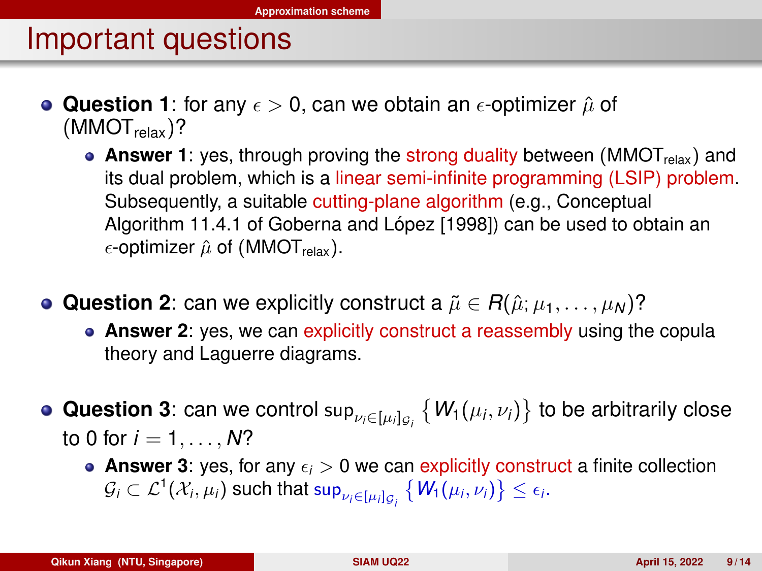# Important questions

- **Question 1**: for any $\epsilon > 0$, can we obtain an $\epsilon$-optimizer $\hat{\mu}$ of $(\text{MMOT}_{\text{relax}})$?
  - **Answer 1**: yes, through proving the strong duality between $(\text{MMOT}_{\text{relax}})$ and its dual problem, which is a linear semi-infinite programming (LSIP) problem. Subsequently, a suitable cutting-plane algorithm (e.g., Conceptual Algorithm 11.4.1 of Goberna and López [1998]) can be used to obtain an $\epsilon$-optimizer $\hat{\mu}$ of $(\text{MMOT}_{\text{relax}})$.

- **Question 2**: can we explicitly construct a $\tilde{\mu} \in R(\hat{\mu}; \mu_1, \ldots, \mu_N)$?
  - **Answer 2**: yes, we can explicitly construct a reassembly using the copula theory and Laguerre diagrams.

- **Question 3**: can we control $\sup_{\nu_i \in [\mu_i]_{\mathcal{G}_i}} \{W_1(\mu_i, \nu_i)\}$ to be arbitrarily close to 0 for $i = 1, \ldots, N$?
  - **Answer 3**: yes, for any $\epsilon_i > 0$ we can explicitly construct a finite collection $\mathcal{G}_i \subset \mathcal{L}^1(\mathcal{X}_i, \mu_i)$ such that $\sup_{\nu_i \in [\mu_i]_{\mathcal{G}_i}} \{W_1(\mu_i, \nu_i)\} \leq \epsilon_i$.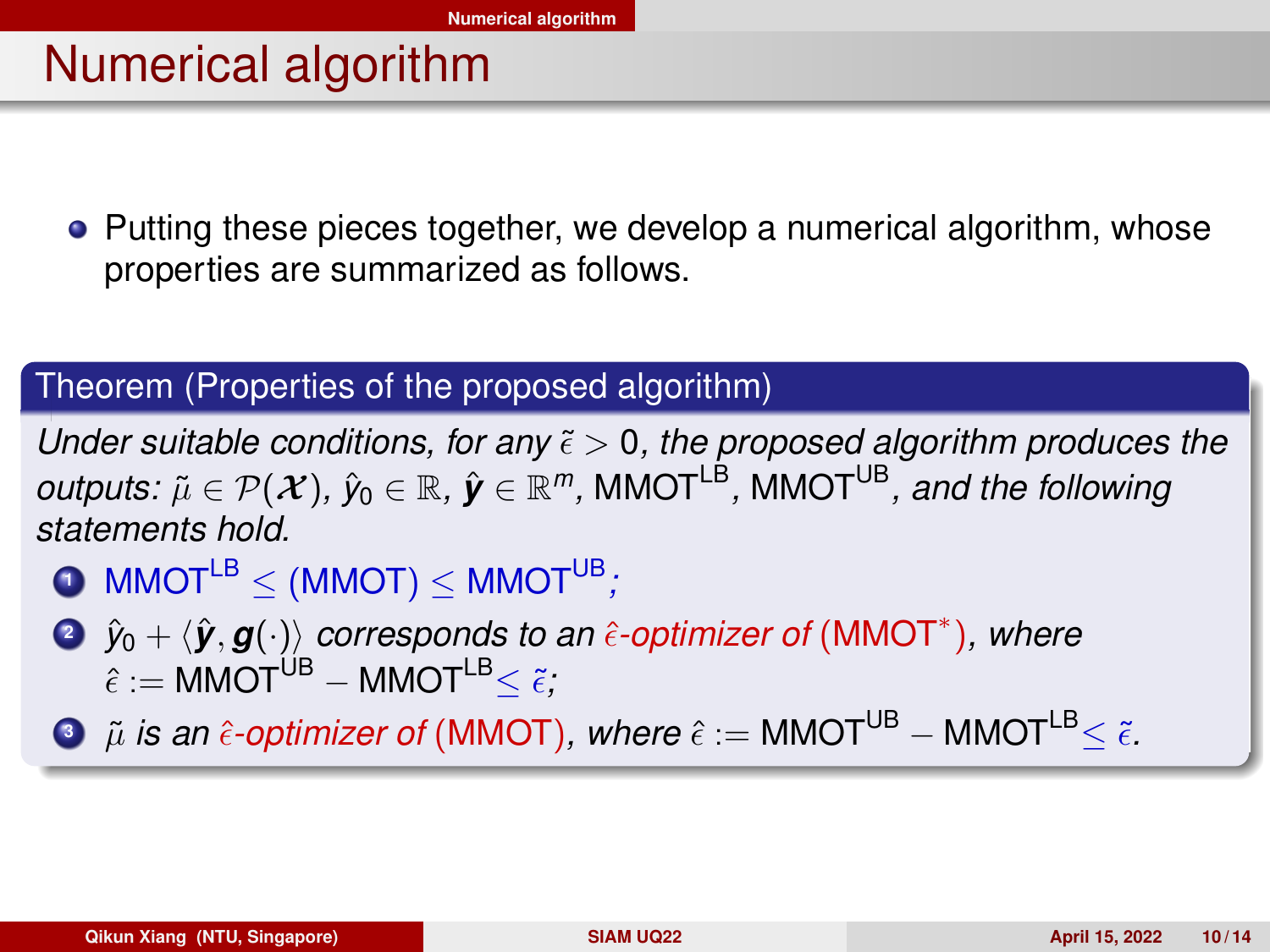# Numerical algorithm

- Putting these pieces together, we develop a numerical algorithm, whose properties are summarized as follows.

**Theorem (Properties of the proposed algorithm)**

*Under suitable conditions, for any $\tilde{\epsilon} > 0$, the proposed algorithm produces the outputs: $\tilde{\mu} \in \mathcal{P}(\boldsymbol{\mathcal{X}})$, $\hat{y}_0 \in \mathbb{R}$, $\hat{\boldsymbol{y}} \in \mathbb{R}^m$, $\mathrm{MMOT}^{\mathrm{LB}}$, $\mathrm{MMOT}^{\mathrm{UB}}$, and the following statements hold.*

1. $\mathrm{MMOT}^{\mathrm{LB}} \le (\mathrm{MMOT}) \le \mathrm{MMOT}^{\mathrm{UB}}$;
2. $\hat{y}_0 + \langle \hat{\boldsymbol{y}}, \boldsymbol{g}(\cdot) \rangle$ *corresponds to an $\hat{\epsilon}$-optimizer of* $(\mathrm{MMOT}^*)$, *where* $\hat{\epsilon} := \mathrm{MMOT}^{\mathrm{UB}} - \mathrm{MMOT}^{\mathrm{LB}} \le \tilde{\epsilon}$;
3. $\tilde{\mu}$ *is an $\hat{\epsilon}$-optimizer of* $(\mathrm{MMOT})$, *where* $\hat{\epsilon} := \mathrm{MMOT}^{\mathrm{UB}} - \mathrm{MMOT}^{\mathrm{LB}} \le \tilde{\epsilon}$.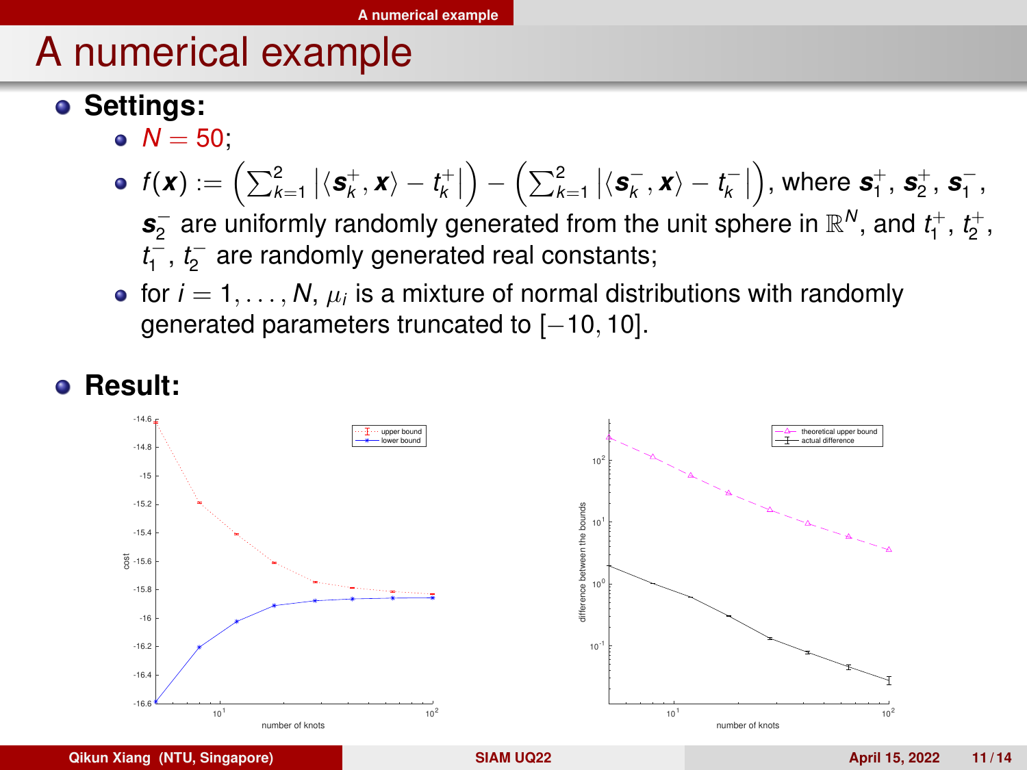# A numerical example

- **Settings:**
  - $N = 50$;
  - $f(\boldsymbol{x}) := \left(\sum_{k=1}^{2} \left|\langle \boldsymbol{s}_k^+, \boldsymbol{x}\rangle - t_k^+\right|\right) - \left(\sum_{k=1}^{2} \left|\langle \boldsymbol{s}_k^-, \boldsymbol{x}\rangle - t_k^-\right|\right)$, where $\boldsymbol{s}_1^+$, $\boldsymbol{s}_2^+$, $\boldsymbol{s}_1^-$, $\boldsymbol{s}_2^-$ are uniformly randomly generated from the unit sphere in $\mathbb{R}^N$, and $t_1^+$, $t_2^+$, $t_1^-$, $t_2^-$ are randomly generated real constants;
  - for $i = 1, \ldots, N$, $\mu_i$ is a mixture of normal distributions with randomly generated parameters truncated to $[-10, 10]$.

- **Result:**

Left plot:
cost
-14.6
-14.8
-15
-15.2
-15.4
-15.6
-15.8
-16
-16.2
-16.4
-16.6
upper bound
lower bound
$10^1$
$10^2$
number of knots

Right plot:
difference between the bounds
$10^2$
$10^1$
$10^0$
$10^{-1}$
theoretical upper bound
actual difference
$10^1$
$10^2$
number of knots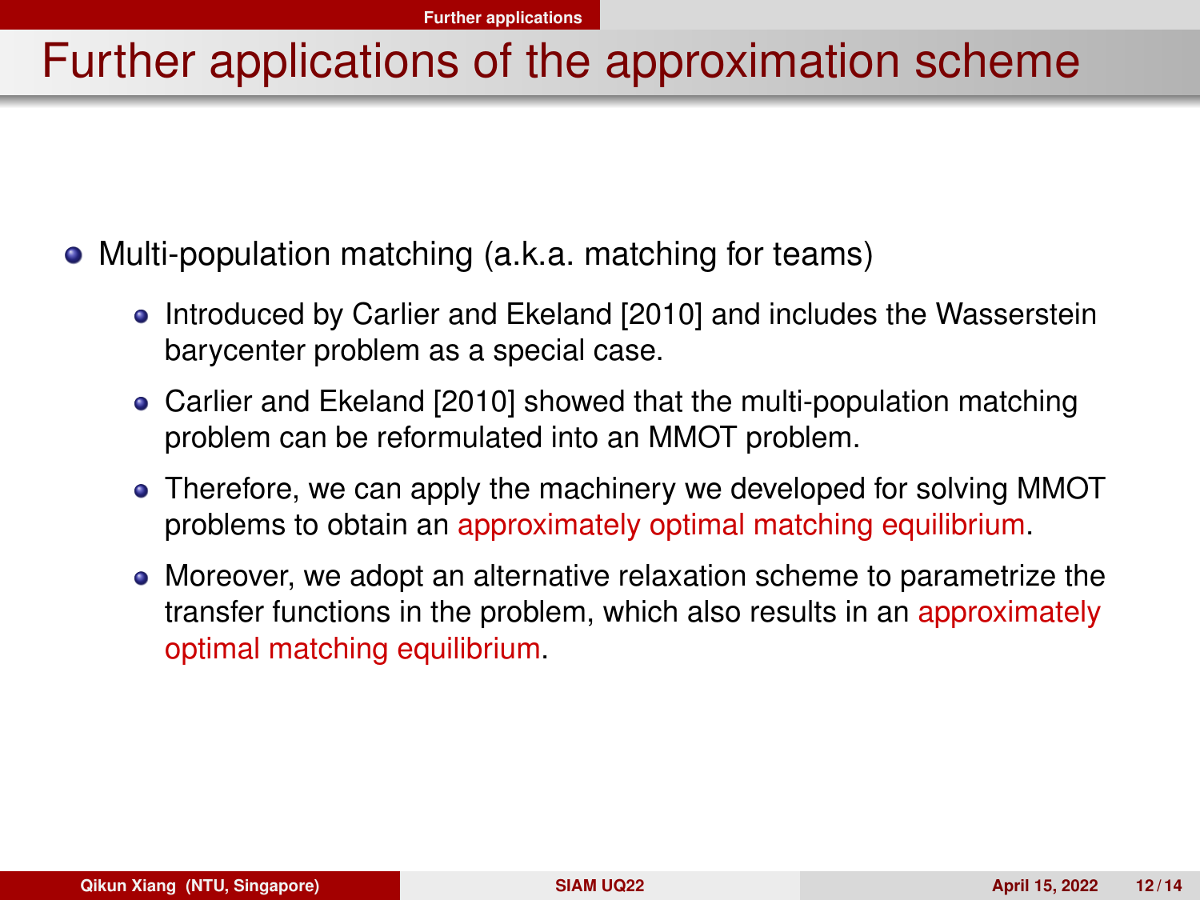# Further applications of the approximation scheme

- Multi-population matching (a.k.a. matching for teams)
  - Introduced by Carlier and Ekeland [2010] and includes the Wasserstein barycenter problem as a special case.
  - Carlier and Ekeland [2010] showed that the multi-population matching problem can be reformulated into an MMOT problem.
  - Therefore, we can apply the machinery we developed for solving MMOT problems to obtain an approximately optimal matching equilibrium.
  - Moreover, we adopt an alternative relaxation scheme to parametrize the transfer functions in the problem, which also results in an approximately optimal matching equilibrium.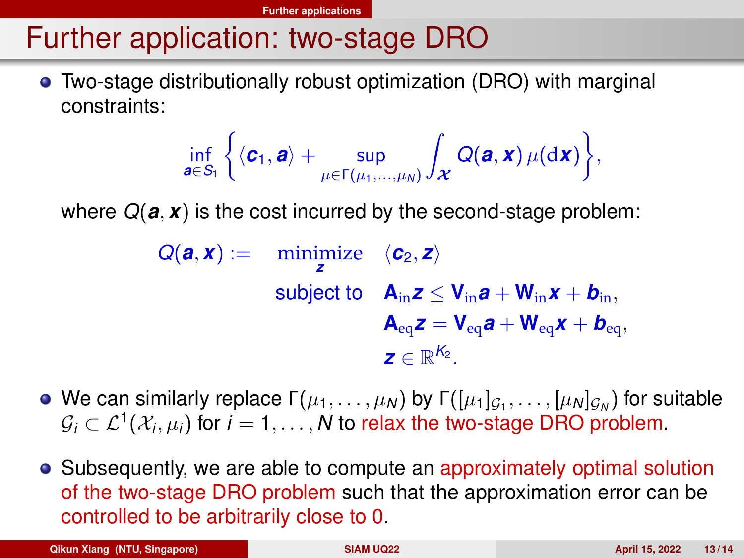# Further application: two-stage DRO

- Two-stage distributionally robust optimization (DRO) with marginal constraints:

$$\inf_{\boldsymbol{a}\in S_1} \left\{ \langle \boldsymbol{c}_1, \boldsymbol{a} \rangle + \sup_{\mu\in\Gamma(\mu_1,\ldots,\mu_N)} \int_{\boldsymbol{\mathcal{X}}} Q(\boldsymbol{a},\boldsymbol{x})\,\mu(\mathrm{d}\boldsymbol{x}) \right\},$$

  where $Q(\boldsymbol{a},\boldsymbol{x})$ is the cost incurred by the second-stage problem:

$$\begin{aligned} Q(\boldsymbol{a},\boldsymbol{x}) := \quad \underset{\boldsymbol{z}}{\text{minimize}} \quad & \langle \boldsymbol{c}_2, \boldsymbol{z} \rangle \\ \text{subject to} \quad & \mathbf{A}_{\text{in}}\boldsymbol{z} \le \mathbf{V}_{\text{in}}\boldsymbol{a} + \mathbf{W}_{\text{in}}\boldsymbol{x} + \boldsymbol{b}_{\text{in}}, \\ & \mathbf{A}_{\text{eq}}\boldsymbol{z} = \mathbf{V}_{\text{eq}}\boldsymbol{a} + \mathbf{W}_{\text{eq}}\boldsymbol{x} + \boldsymbol{b}_{\text{eq}}, \\ & \boldsymbol{z} \in \mathbb{R}^{K_2}. \end{aligned}$$

- We can similarly replace $\Gamma(\mu_1,\ldots,\mu_N)$ by $\Gamma([\mu_1]_{\mathcal{G}_1},\ldots,[\mu_N]_{\mathcal{G}_N})$ for suitable $\mathcal{G}_i \subset \mathcal{L}^1(\mathcal{X}_i,\mu_i)$ for $i=1,\ldots,N$ to relax the two-stage DRO problem.

- Subsequently, we are able to compute an approximately optimal solution of the two-stage DRO problem such that the approximation error can be controlled to be arbitrarily close to 0.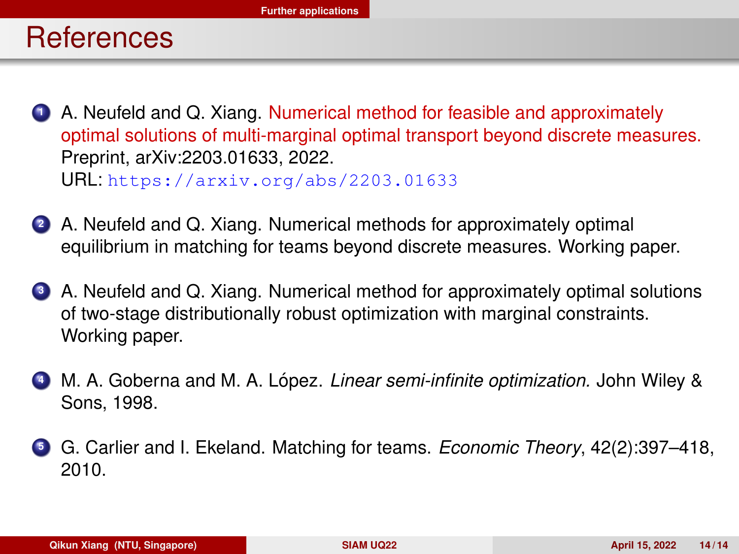# References

1. A. Neufeld and Q. Xiang. Numerical method for feasible and approximately optimal solutions of multi-marginal optimal transport beyond discrete measures. Preprint, arXiv:2203.01633, 2022.
   URL: https://arxiv.org/abs/2203.01633

2. A. Neufeld and Q. Xiang. Numerical methods for approximately optimal equilibrium in matching for teams beyond discrete measures. Working paper.

3. A. Neufeld and Q. Xiang. Numerical method for approximately optimal solutions of two-stage distributionally robust optimization with marginal constraints. Working paper.

4. M. A. Goberna and M. A. López. *Linear semi-infinite optimization.* John Wiley & Sons, 1998.

5. G. Carlier and I. Ekeland. Matching for teams. *Economic Theory*, 42(2):397–418, 2010.